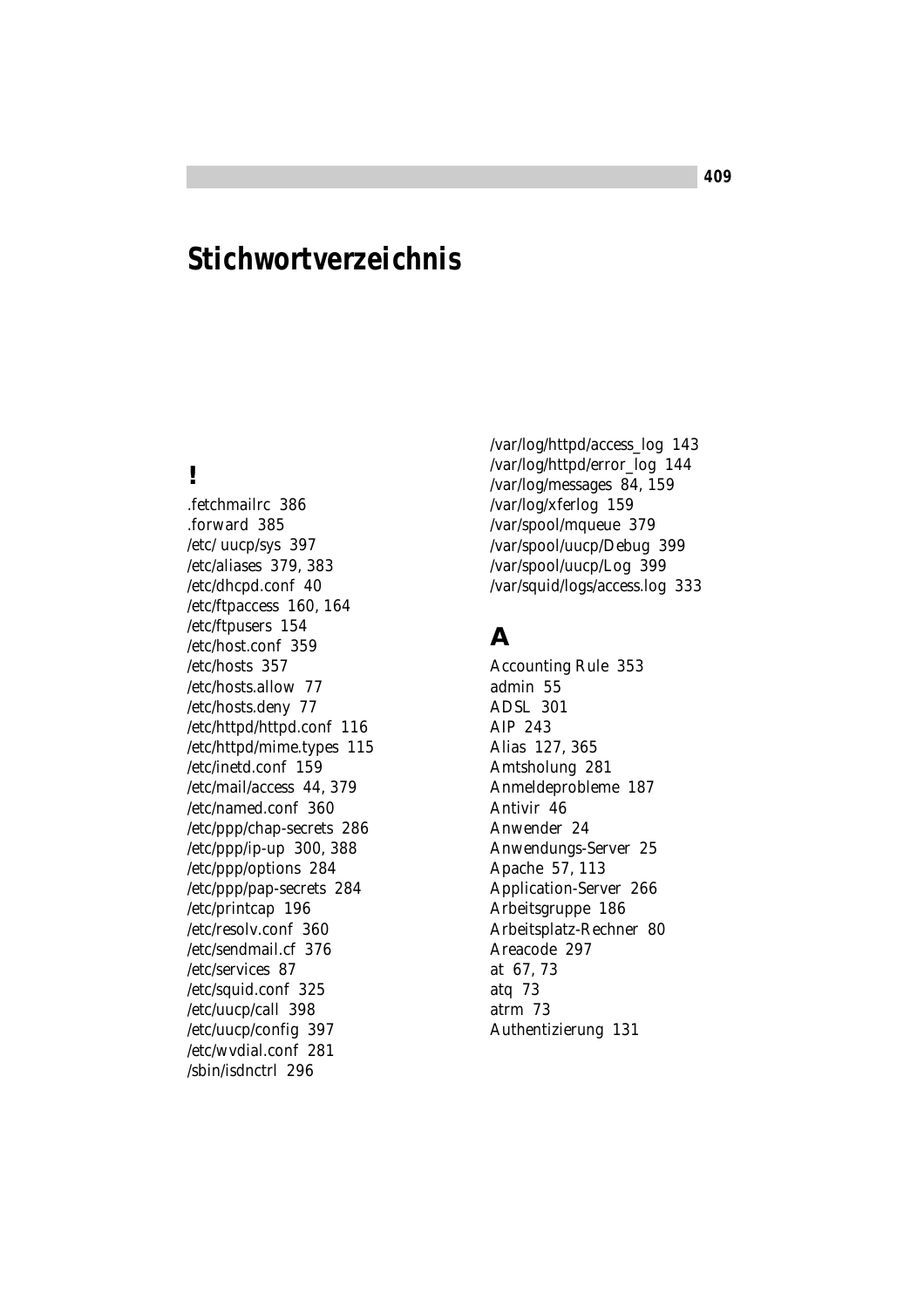# Stichwortverzeichnis

## !

.fetchmailrc 386
.forward 385
/etc/ uucp/sys 397
/etc/aliases 379, 383
/etc/dhcpd.conf 40
/etc/ftpaccess 160, 164
/etc/ftpusers 154
/etc/host.conf 359
/etc/hosts 357
/etc/hosts.allow 77
/etc/hosts.deny 77
/etc/httpd/httpd.conf 116
/etc/httpd/mime.types 115
/etc/inetd.conf 159
/etc/mail/access 44, 379
/etc/named.conf 360
/etc/ppp/chap-secrets 286
/etc/ppp/ip-up 300, 388
/etc/ppp/options 284
/etc/ppp/pap-secrets 284
/etc/printcap 196
/etc/resolv.conf 360
/etc/sendmail.cf 376
/etc/services 87
/etc/squid.conf 325
/etc/uucp/call 398
/etc/uucp/config 397
/etc/wvdial.conf 281
/sbin/isdnctrl 296
/var/log/httpd/access_log 143
/var/log/httpd/error_log 144
/var/log/messages 84, 159
/var/log/xferlog 159
/var/spool/mqueue 379
/var/spool/uucp/Debug 399
/var/spool/uucp/Log 399
/var/squid/logs/access.log 333

## A

Accounting Rule 353
admin 55
ADSL 301
AIP 243
Alias 127, 365
Amtsholung 281
Anmeldeprobleme 187
Antivir 46
Anwender 24
Anwendungs-Server 25
Apache 57, 113
Application-Server 266
Arbeitsgruppe 186
Arbeitsplatz-Rechner 80
Areacode 297
at 67, 73
atq 73
atrm 73
Authentizierung 131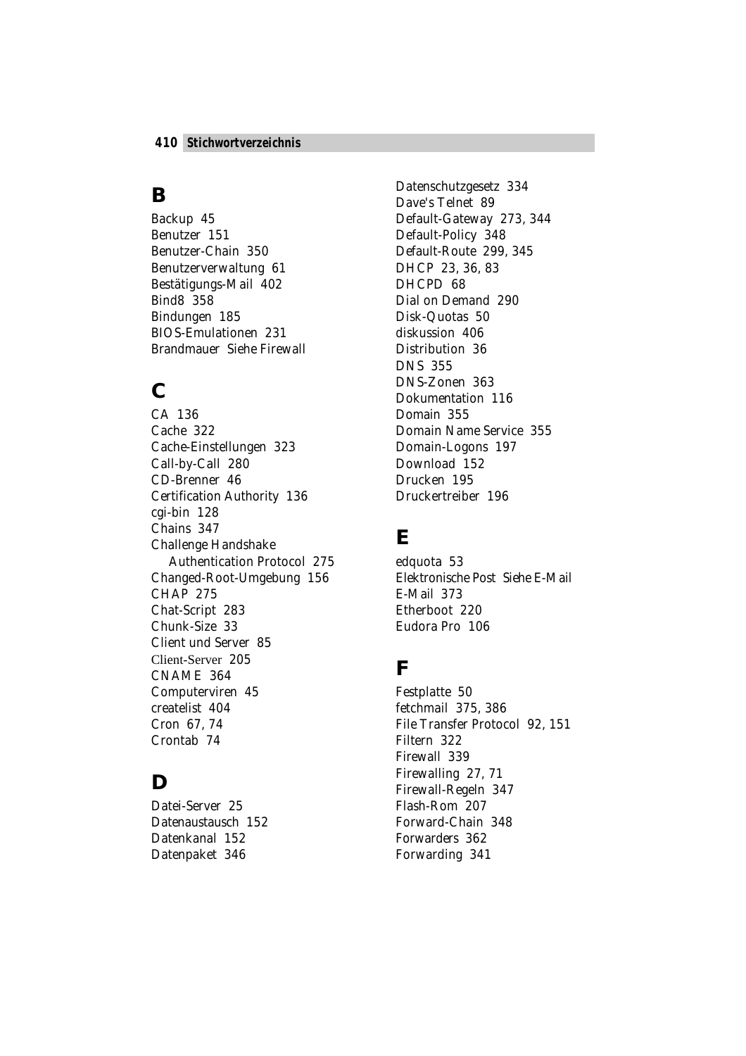## B

Backup 45
Benutzer 151
Benutzer-Chain 350
Benutzerverwaltung 61
Bestätigungs-Mail 402
Bind8 358
Bindungen 185
BIOS-Emulationen 231
Brandmauer Siehe Firewall

## C

CA 136
Cache 322
Cache-Einstellungen 323
Call-by-Call 280
CD-Brenner 46
Certification Authority 136
cgi-bin 128
Chains 347
Challenge Handshake
  Authentication Protocol 275
Changed-Root-Umgebung 156
CHAP 275
Chat-Script 283
Chunk-Size 33
Client und Server 85
Client-Server 205
CNAME 364
Computerviren 45
createlist 404
Cron 67, 74
Crontab 74

## D

Datei-Server 25
Datenaustausch 152
Datenkanal 152
Datenpaket 346
Datenschutzgesetz 334
Dave's Telnet 89
Default-Gateway 273, 344
Default-Policy 348
Default-Route 299, 345
DHCP 23, 36, 83
DHCPD 68
Dial on Demand 290
Disk-Quotas 50
diskussion 406
Distribution 36
DNS 355
DNS-Zonen 363
Dokumentation 116
Domain 355
Domain Name Service 355
Domain-Logons 197
Download 152
Drucken 195
Druckertreiber 196

## E

edquota 53
Elektronische Post Siehe E-Mail
E-Mail 373
Etherboot 220
Eudora Pro 106

## F

Festplatte 50
fetchmail 375, 386
File Transfer Protocol 92, 151
Filtern 322
Firewall 339
Firewalling 27, 71
Firewall-Regeln 347
Flash-Rom 207
Forward-Chain 348
Forwarders 362
Forwarding 341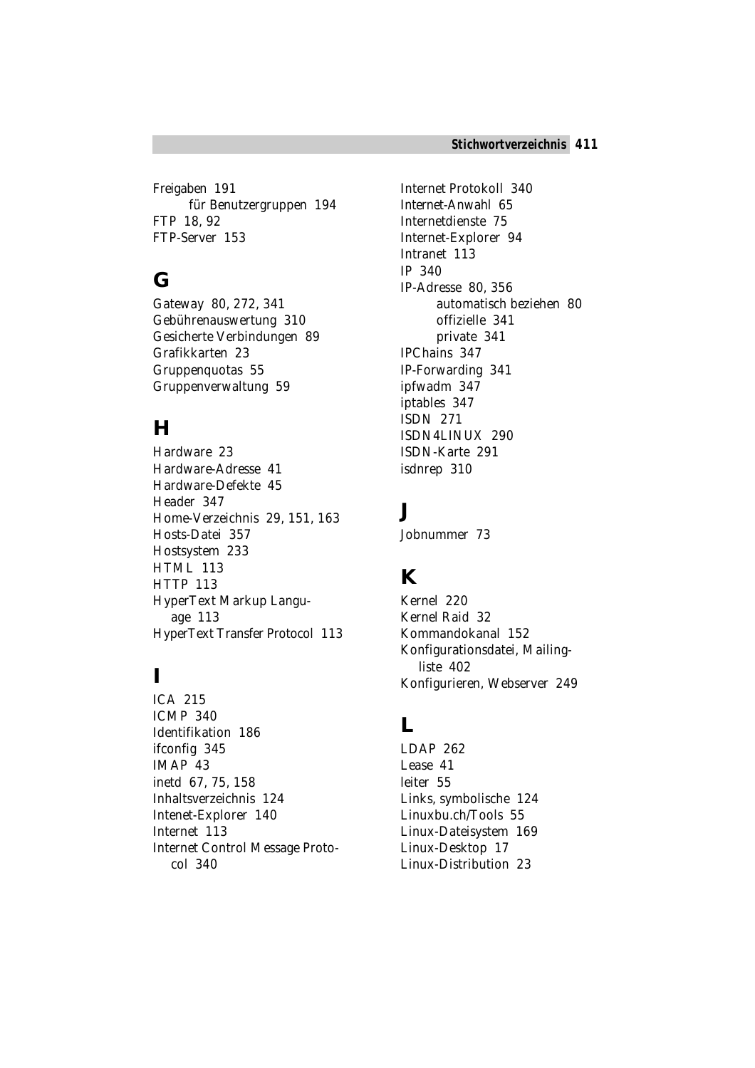Freigaben 191
  für Benutzergruppen 194
FTP 18, 92
FTP-Server 153

## G

Gateway 80, 272, 341
Gebührenauswertung 310
Gesicherte Verbindungen 89
Grafikkarten 23
Gruppenquotas 55
Gruppenverwaltung 59

## H

Hardware 23
Hardware-Adresse 41
Hardware-Defekte 45
Header 347
Home-Verzeichnis 29, 151, 163
Hosts-Datei 357
Hostsystem 233
HTML 113
HTTP 113
HyperText Markup Language 113
HyperText Transfer Protocol 113

## I

ICA 215
ICMP 340
Identifikation 186
ifconfig 345
IMAP 43
inetd 67, 75, 158
Inhaltsverzeichnis 124
Intenet-Explorer 140
Internet 113
Internet Control Message Protocol 340
Internet Protokoll 340
Internet-Anwahl 65
Internetdienste 75
Internet-Explorer 94
Intranet 113
IP 340
IP-Adresse 80, 356
  automatisch beziehen 80
  offizielle 341
  private 341
IPChains 347
IP-Forwarding 341
ipfwadm 347
iptables 347
ISDN 271
ISDN4LINUX 290
ISDN-Karte 291
isdnrep 310

## J

Jobnummer 73

## K

Kernel 220
Kernel Raid 32
Kommandokanal 152
Konfigurationsdatei, Mailingliste 402
Konfigurieren, Webserver 249

## L

LDAP 262
Lease 41
leiter 55
Links, symbolische 124
Linuxbu.ch/Tools 55
Linux-Dateisystem 169
Linux-Desktop 17
Linux-Distribution 23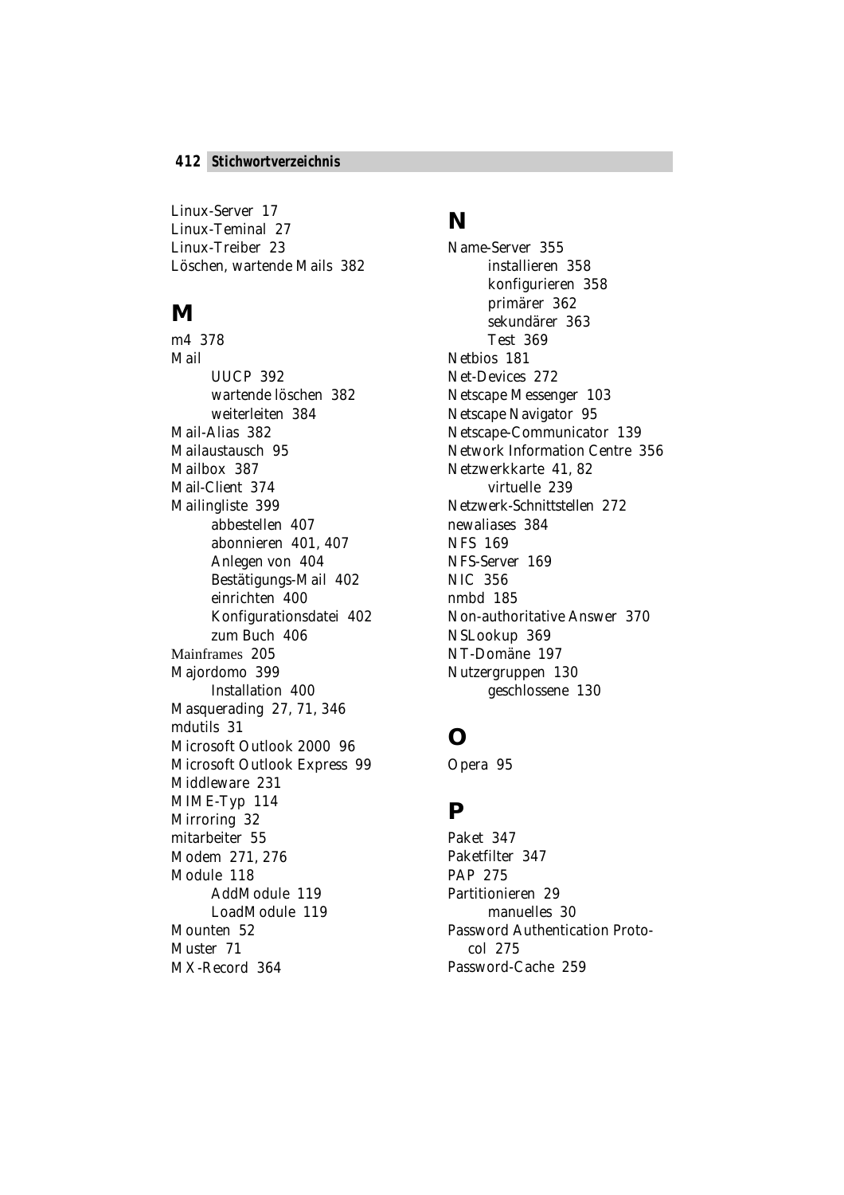Linux-Server 17
Linux-Teminal 27
Linux-Treiber 23
Löschen, wartende Mails 382

## M

m4 378
Mail
- UUCP 392
- wartende löschen 382
- weiterleiten 384

Mail-Alias 382
Mailaustausch 95
Mailbox 387
Mail-Client 374
Mailingliste 399
- abbestellen 407
- abonnieren 401, 407
- Anlegen von 404
- Bestätigungs-Mail 402
- einrichten 400
- Konfigurationsdatei 402
- zum Buch 406

Mainframes 205
Majordomo 399
- Installation 400

Masquerading 27, 71, 346
mdutils 31
Microsoft Outlook 2000 96
Microsoft Outlook Express 99
Middleware 231
MIME-Typ 114
Mirroring 32
mitarbeiter 55
Modem 271, 276
Module 118
- AddModule 119
- LoadModule 119

Mounten 52
Muster 71
MX-Record 364

## N

Name-Server 355
- installieren 358
- konfigurieren 358
- primärer 362
- sekundärer 363
- Test 369

Netbios 181
Net-Devices 272
Netscape Messenger 103
Netscape Navigator 95
Netscape-Communicator 139
Network Information Centre 356
Netzwerkkarte 41, 82
- virtuelle 239

Netzwerk-Schnittstellen 272
newaliases 384
NFS 169
NFS-Server 169
NIC 356
nmbd 185
Non-authoritative Answer 370
NSLookup 369
NT-Domäne 197
Nutzergruppen 130
- geschlossene 130

## O

Opera 95

## P

Paket 347
Paketfilter 347
PAP 275
Partitionieren 29
- manuelles 30

Password Authentication Protocol 275
Password-Cache 259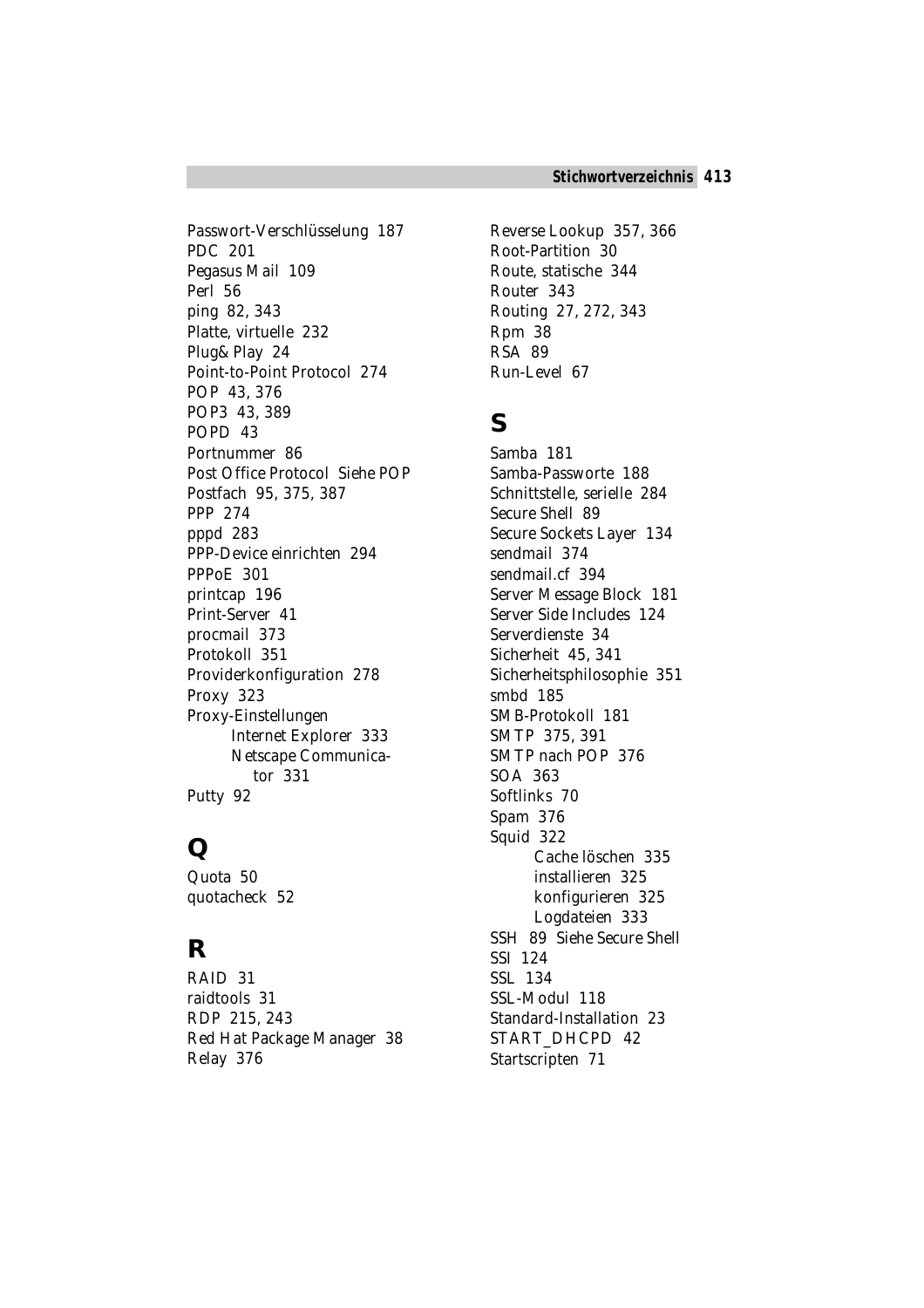Passwort-Verschlüsselung 187
PDC 201
Pegasus Mail 109
Perl 56
ping 82, 343
Platte, virtuelle 232
Plug& Play 24
Point-to-Point Protocol 274
POP 43, 376
POP3 43, 389
POPD 43
Portnummer 86
Post Office Protocol *Siehe* POP
Postfach 95, 375, 387
PPP 274
pppd 283
PPP-Device einrichten 294
PPPoE 301
printcap 196
Print-Server 41
procmail 373
Protokoll 351
Providerkonfiguration 278
Proxy 323
Proxy-Einstellungen
- Internet Explorer 333
- Netscape Communicator 331

Putty 92

## Q

Quota 50
quotacheck 52

## R

RAID 31
raidtools 31
RDP 215, 243
Red Hat Package Manager 38
Relay 376
Reverse Lookup 357, 366
Root-Partition 30
Route, statische 344
Router 343
Routing 27, 272, 343
Rpm 38
RSA 89
Run-Level 67

## S

Samba 181
Samba-Passworte 188
Schnittstelle, serielle 284
Secure Shell 89
Secure Sockets Layer 134
sendmail 374
sendmail.cf 394
Server Message Block 181
Server Side Includes 124
Serverdienste 34
Sicherheit 45, 341
Sicherheitsphilosophie 351
smbd 185
SMB-Protokoll 181
SMTP 375, 391
SMTP nach POP 376
SOA 363
Softlinks 70
Spam 376
Squid 322
- Cache löschen 335
- installieren 325
- konfigurieren 325
- Logdateien 333

SSH 89 *Siehe* Secure Shell
SSI 124
SSL 134
SSL-Modul 118
Standard-Installation 23
START_DHCPD 42
Startscripten 71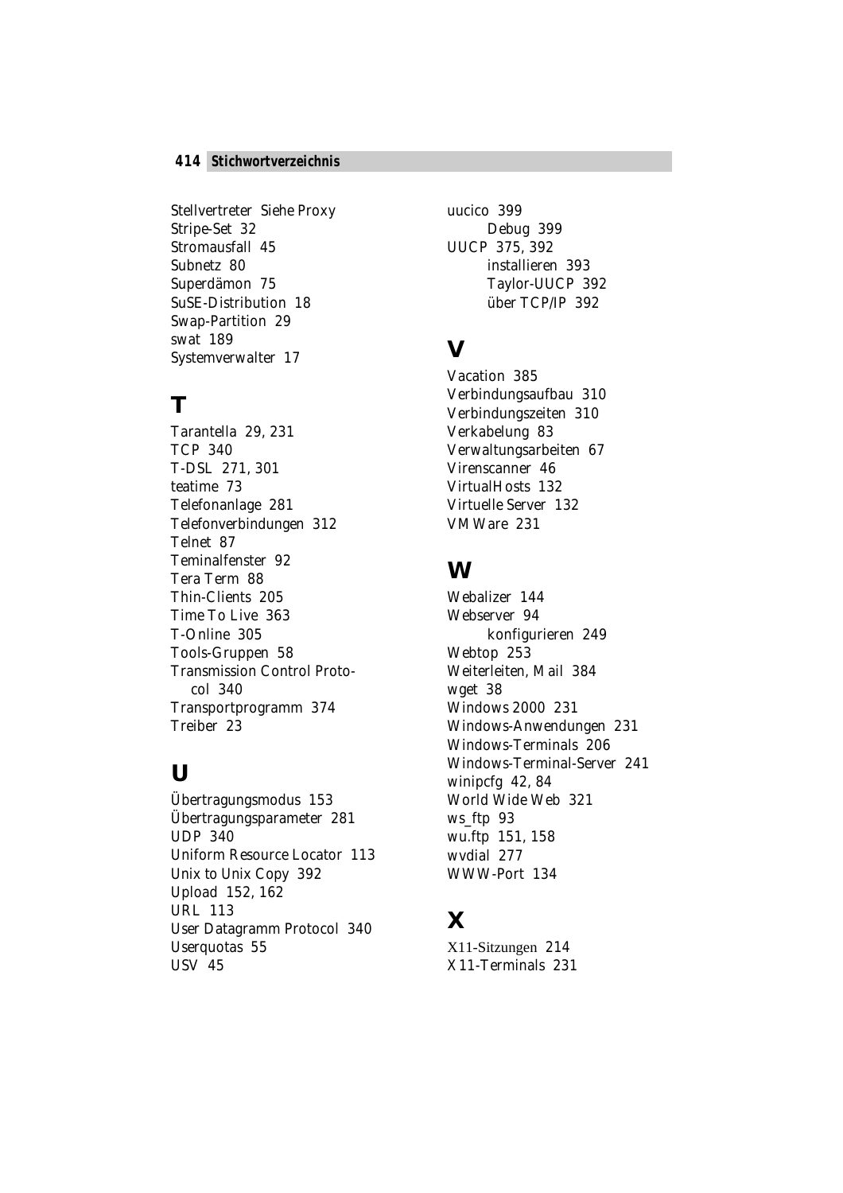Stellvertreter Siehe Proxy
Stripe-Set 32
Stromausfall 45
Subnetz 80
Superdämon 75
SuSE-Distribution 18
Swap-Partition 29
swat 189
Systemverwalter 17

## T

Tarantella 29, 231
TCP 340
T-DSL 271, 301
teatime 73
Telefonanlage 281
Telefonverbindungen 312
Telnet 87
Teminalfenster 92
Tera Term 88
Thin-Clients 205
Time To Live 363
T-Online 305
Tools-Gruppen 58
Transmission Control Protocol 340
Transportprogramm 374
Treiber 23

## U

Übertragungsmodus 153
Übertragungsparameter 281
UDP 340
Uniform Resource Locator 113
Unix to Unix Copy 392
Upload 152, 162
URL 113
User Datagramm Protocol 340
Userquotas 55
USV 45
uucico 399
    Debug 399
UUCP 375, 392
    installieren 393
    Taylor-UUCP 392
    über TCP/IP 392

## V

Vacation 385
Verbindungsaufbau 310
Verbindungszeiten 310
Verkabelung 83
Verwaltungsarbeiten 67
Virenscanner 46
VirtualHosts 132
Virtuelle Server 132
VMWare 231

## W

Webalizer 144
Webserver 94
    konfigurieren 249
Webtop 253
Weiterleiten, Mail 384
wget 38
Windows 2000 231
Windows-Anwendungen 231
Windows-Terminals 206
Windows-Terminal-Server 241
winipcfg 42, 84
World Wide Web 321
ws_ftp 93
wu.ftp 151, 158
wvdial 277
WWW-Port 134

## X

X11-Sitzungen 214
X11-Terminals 231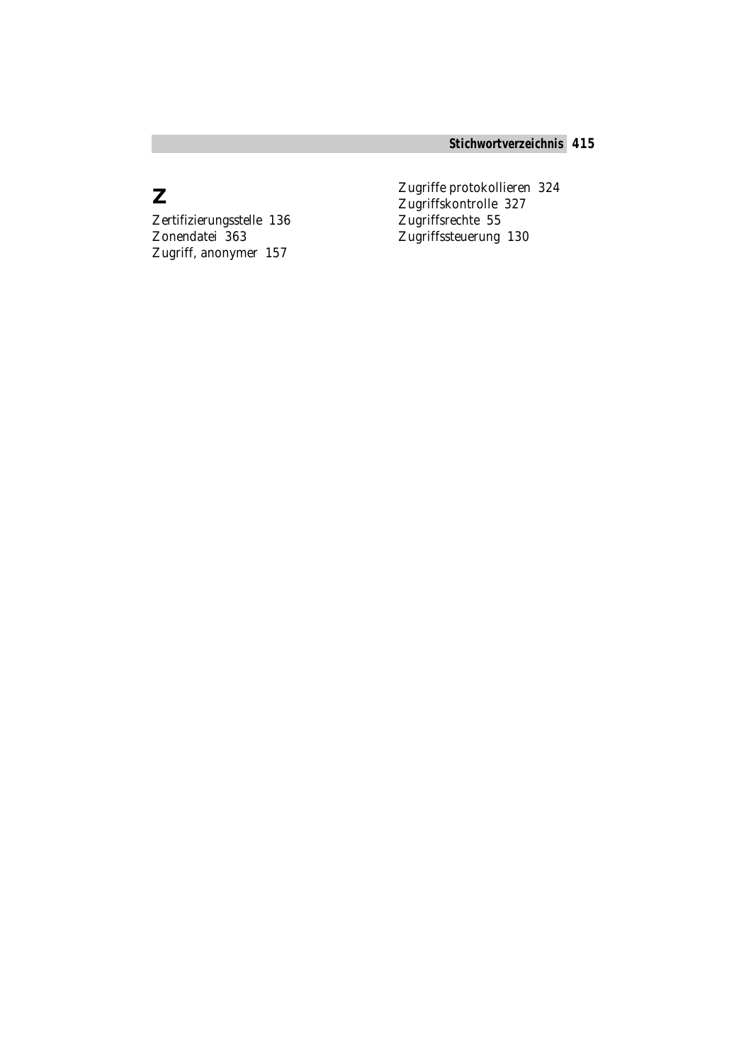## Z

Zertifizierungsstelle 136
Zonendatei 363
Zugriff, anonymer 157
Zugriffe protokollieren 324
Zugriffskontrolle 327
Zugriffsrechte 55
Zugriffssteuerung 130